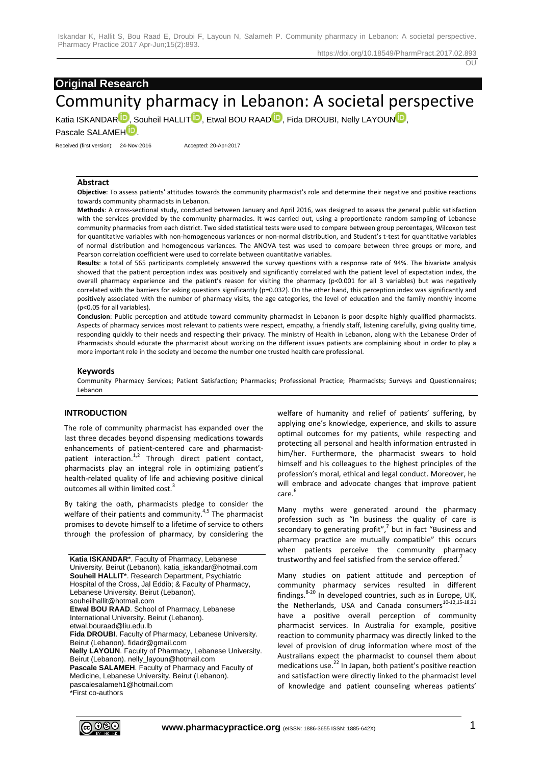**Original Research**

# Community pharmacy in Lebanon: A societal perspective

Katia ISKANDAR, Souheil HALLIT, Etwal BOU RAAD, Fida DROUBI, Nelly LAYOUN, Pascale SALAMEH.

Received (first version): 24-Nov-2016 Accepted: 20-Apr-2017

### Abstract

**Objective**: To assess patients' attitudes towards the community pharmacist's role and determine their negative and positive reactions towards community pharmacists in Lebanon.

**Methods**: A cross-sectional study, conducted between January and April 2016, was designed to assess the general public satisfaction with the services provided by the community pharmacies. It was carried out, using a proportionate random sampling of Lebanese community pharmacies from each district. Two sided statistical tests were used to compare between group percentages, Wilcoxon test for quantitative variables with non-homogeneous variances or non-normal distribution, and Student's t-test for quantitative variables of normal distribution and homogeneous variances. The ANOVA test was used to compare between three groups or more, and Pearson correlation coefficient were used to correlate between quantitative variables.

**Results**: a total of 565 participants completely answered the survey questions with a response rate of 94%. The bivariate analysis showed that the patient perception index was positively and significantly correlated with the patient level of expectation index, the overall pharmacy experience and the patient's reason for visiting the pharmacy ($p<0.001$ for all 3 variables) but was negatively correlated with the barriers for asking questions significantly ($p=0.032$). On the other hand, this perception index was significantly and positively associated with the number of pharmacy visits, the age categories, the level of education and the family monthly income ($p<0.05$ for all variables).

**Conclusion**: Public perception and attitude toward community pharmacist in Lebanon is poor despite highly qualified pharmacists. Aspects of pharmacy services most relevant to patients were respect, empathy, a friendly staff, listening carefully, giving quality time, responding quickly to their needs and respecting their privacy. The ministry of Health in Lebanon, along with the Lebanese Order of Pharmacists should educate the pharmacist about working on the different issues patients are complaining about in order to play a more important role in the society and become the number one trusted health care professional.

### Keywords

Community Pharmacy Services; Patient Satisfaction; Pharmacies; Professional Practice; Pharmacists; Surveys and Questionnaires; Lebanon

## INTRODUCTION

The role of community pharmacist has expanded over the last three decades beyond dispensing medications towards enhancements of patient-centered care and pharmacist-patient interaction.[1,2] Through direct patient contact, pharmacists play an integral role in optimizing patient's health-related quality of life and achieving positive clinical outcomes all within limited cost.[3]

By taking the oath, pharmacists pledge to consider the welfare of their patients and community.[4,5] The pharmacist promises to devote himself to a lifetime of service to others through the profession of pharmacy, by considering the welfare of humanity and relief of patients' suffering, by applying one's knowledge, experience, and skills to assure optimal outcomes for my patients, while respecting and protecting all personal and health information entrusted in him/her. Furthermore, the pharmacist swears to hold himself and his colleagues to the highest principles of the profession's moral, ethical and legal conduct. Moreover, he will embrace and advocate changes that improve patient care.[6]

Many myths were generated around the pharmacy profession such as "In business the quality of care is secondary to generating profit",[7] but in fact "Business and pharmacy practice are mutually compatible" this occurs when patients perceive the community pharmacy trustworthy and feel satisfied from the service offered.[7]

Many studies on patient attitude and perception of community pharmacy services resulted in different findings.[8-20] In developed countries, such as in Europe, UK, the Netherlands, USA and Canada consumers[10-12,15-18,21] have a positive overall perception of community pharmacist services. In Australia for example, positive reaction to community pharmacy was directly linked to the level of provision of drug information where most of the Australians expect the pharmacist to counsel them about medications use.[22] In Japan, both patient's positive reaction and satisfaction were directly linked to the pharmacist level of knowledge and patient counseling whereas patients'

**Katia ISKANDAR***. Faculty of Pharmacy, Lebanese University. Beirut (Lebanon). katia_iskandar@hotmail.com
**Souheil HALLIT***. Research Department, Psychiatric Hospital of the Cross, Jal Eddib; & Faculty of Pharmacy, Lebanese University. Beirut (Lebanon). souheilhallit@hotmail.com
**Etwal BOU RAAD**. School of Pharmacy, Lebanese International University. Beirut (Lebanon). etwal.bouraad@liu.edu.lb
**Fida DROUBI**. Faculty of Pharmacy, Lebanese University. Beirut (Lebanon). fidadr@gmail.com
**Nelly LAYOUN**. Faculty of Pharmacy, Lebanese University. Beirut (Lebanon). nelly_layoun@hotmail.com
**Pascale SALAMEH**. Faculty of Pharmacy and Faculty of Medicine, Lebanese University. Beirut (Lebanon). pascalesalameh1@hotmail.com
*First co-authors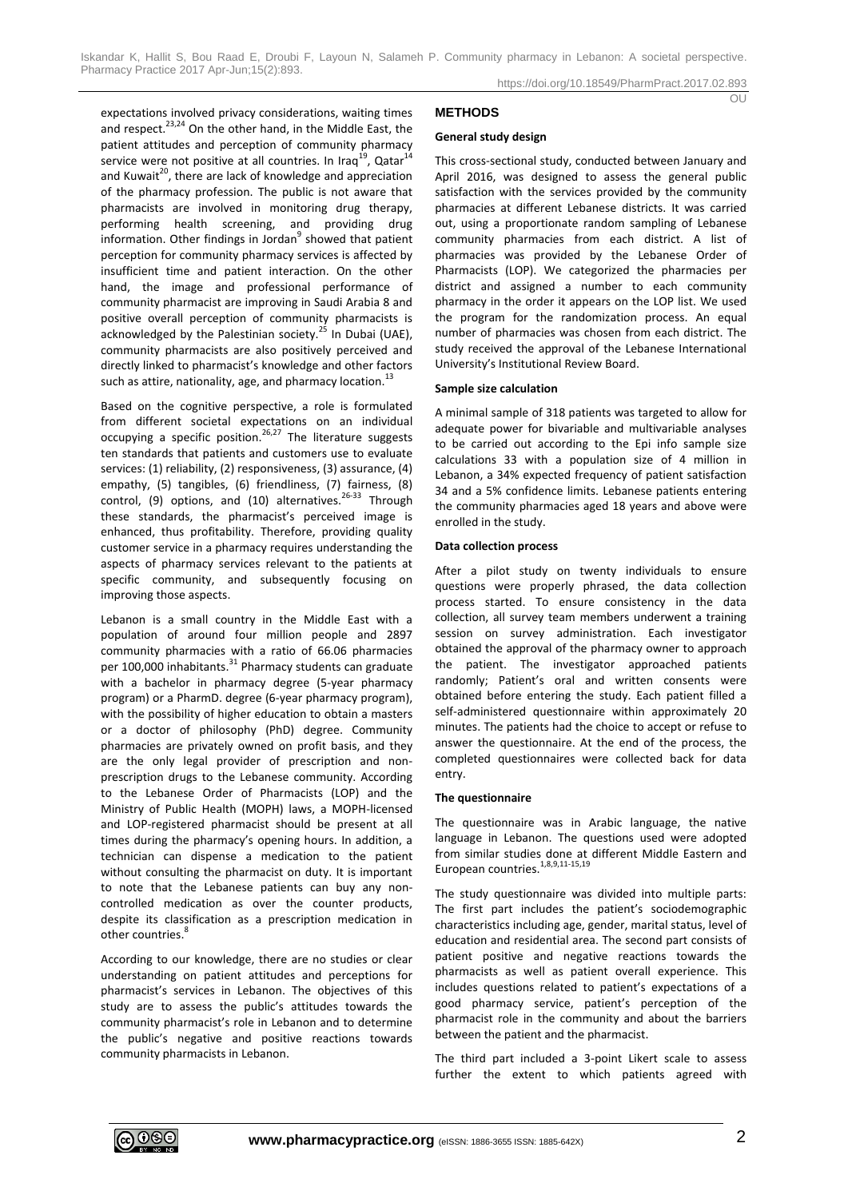expectations involved privacy considerations, waiting times and respect.[23,24] On the other hand, in the Middle East, the patient attitudes and perception of community pharmacy service were not positive at all countries. In Iraq[19], Qatar[14] and Kuwait[20], there are lack of knowledge and appreciation of the pharmacy profession. The public is not aware that pharmacists are involved in monitoring drug therapy, performing health screening, and providing drug information. Other findings in Jordan[9] showed that patient perception for community pharmacy services is affected by insufficient time and patient interaction. On the other hand, the image and professional performance of community pharmacist are improving in Saudi Arabia 8 and positive overall perception of community pharmacists is acknowledged by the Palestinian society.[25] In Dubai (UAE), community pharmacists are also positively perceived and directly linked to pharmacist's knowledge and other factors such as attire, nationality, age, and pharmacy location.[13]

Based on the cognitive perspective, a role is formulated from different societal expectations on an individual occupying a specific position.[26,27] The literature suggests ten standards that patients and customers use to evaluate services: (1) reliability, (2) responsiveness, (3) assurance, (4) empathy, (5) tangibles, (6) friendliness, (7) fairness, (8) control, (9) options, and (10) alternatives.[26-33] Through these standards, the pharmacist's perceived image is enhanced, thus profitability. Therefore, providing quality customer service in a pharmacy requires understanding the aspects of pharmacy services relevant to the patients at specific community, and subsequently focusing on improving those aspects.

Lebanon is a small country in the Middle East with a population of around four million people and 2897 community pharmacies with a ratio of 66.06 pharmacies per 100,000 inhabitants.[31] Pharmacy students can graduate with a bachelor in pharmacy degree (5-year pharmacy program) or a PharmD. degree (6-year pharmacy program), with the possibility of higher education to obtain a masters or a doctor of philosophy (PhD) degree. Community pharmacies are privately owned on profit basis, and they are the only legal provider of prescription and non-prescription drugs to the Lebanese community. According to the Lebanese Order of Pharmacists (LOP) and the Ministry of Public Health (MOPH) laws, a MOPH-licensed and LOP-registered pharmacist should be present at all times during the pharmacy's opening hours. In addition, a technician can dispense a medication to the patient without consulting the pharmacist on duty. It is important to note that the Lebanese patients can buy any non-controlled medication as over the counter products, despite its classification as a prescription medication in other countries.[8]

According to our knowledge, there are no studies or clear understanding on patient attitudes and perceptions for pharmacist's services in Lebanon. The objectives of this study are to assess the public's attitudes towards the community pharmacist's role in Lebanon and to determine the public's negative and positive reactions towards community pharmacists in Lebanon.

## METHODS

### General study design

This cross-sectional study, conducted between January and April 2016, was designed to assess the general public satisfaction with the services provided by the community pharmacies at different Lebanese districts. It was carried out, using a proportionate random sampling of Lebanese community pharmacies from each district. A list of pharmacies was provided by the Lebanese Order of Pharmacists (LOP). We categorized the pharmacies per district and assigned a number to each community pharmacy in the order it appears on the LOP list. We used the program for the randomization process. An equal number of pharmacies was chosen from each district. The study received the approval of the Lebanese International University's Institutional Review Board.

### Sample size calculation

A minimal sample of 318 patients was targeted to allow for adequate power for bivariable and multivariable analyses to be carried out according to the Epi info sample size calculations 33 with a population size of 4 million in Lebanon, a 34% expected frequency of patient satisfaction 34 and a 5% confidence limits. Lebanese patients entering the community pharmacies aged 18 years and above were enrolled in the study.

### Data collection process

After a pilot study on twenty individuals to ensure questions were properly phrased, the data collection process started. To ensure consistency in the data collection, all survey team members underwent a training session on survey administration. Each investigator obtained the approval of the pharmacy owner to approach the patient. The investigator approached patients randomly; Patient's oral and written consents were obtained before entering the study. Each patient filled a self-administered questionnaire within approximately 20 minutes. The patients had the choice to accept or refuse to answer the questionnaire. At the end of the process, the completed questionnaires were collected back for data entry.

### The questionnaire

The questionnaire was in Arabic language, the native language in Lebanon. The questions used were adopted from similar studies done at different Middle Eastern and European countries.[1,8,9,11-15,19]

The study questionnaire was divided into multiple parts: The first part includes the patient's sociodemographic characteristics including age, gender, marital status, level of education and residential area. The second part consists of patient positive and negative reactions towards the pharmacists as well as patient overall experience. This includes questions related to patient's expectations of a good pharmacy service, patient's perception of the pharmacist role in the community and about the barriers between the patient and the pharmacist.

The third part included a 3-point Likert scale to assess further the extent to which patients agreed with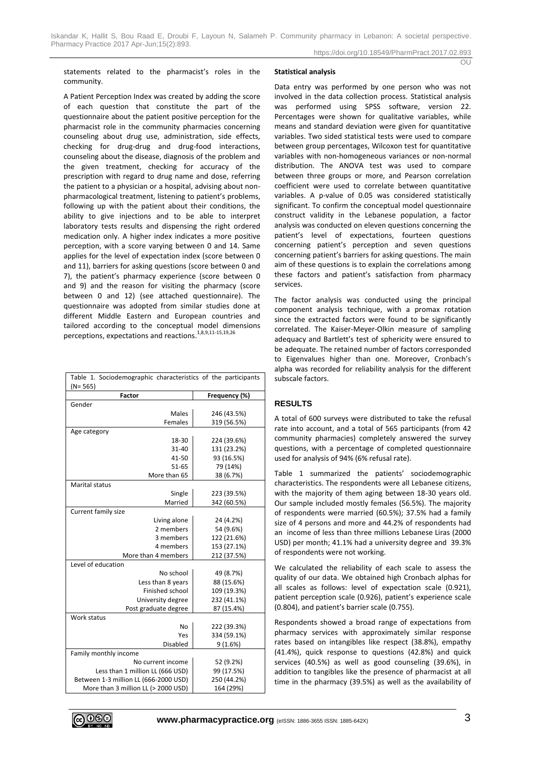statements related to the pharmacist's roles in the community.

A Patient Perception Index was created by adding the score of each question that constitute the part of the questionnaire about the patient positive perception for the pharmacist role in the community pharmacies concerning counseling about drug use, administration, side effects, checking for drug-drug and drug-food interactions, counseling about the disease, diagnosis of the problem and the given treatment, checking for accuracy of the prescription with regard to drug name and dose, referring the patient to a physician or a hospital, advising about non-pharmacological treatment, listening to patient's problems, following up with the patient about their conditions, the ability to give injections and to be able to interpret laboratory tests results and dispensing the right ordered medication only. A higher index indicates a more positive perception, with a score varying between 0 and 14. Same applies for the level of expectation index (score between 0 and 11), barriers for asking questions (score between 0 and 7), the patient's pharmacy experience (score between 0 and 9) and the reason for visiting the pharmacy (score between 0 and 12) (see attached questionnaire). The questionnaire was adopted from similar studies done at different Middle Eastern and European countries and tailored according to the conceptual model dimensions perceptions, expectations and reactions.[1,8,9,11-15,19,26]

| Table 1. Sociodemographic characteristics of the participants (N= 565) | |
|---|---|
| **Factor** | **Frequency (%)** |
| Gender | |
| Males | 246 (43.5%) |
| Females | 319 (56.5%) |
| Age category | |
| 18-30 | 224 (39.6%) |
| 31-40 | 131 (23.2%) |
| 41-50 | 93 (16.5%) |
| 51-65 | 79 (14%) |
| More than 65 | 38 (6.7%) |
| Marital status | |
| Single | 223 (39.5%) |
| Married | 342 (60.5%) |
| Current family size | |
| Living alone | 24 (4.2%) |
| 2 members | 54 (9.6%) |
| 3 members | 122 (21.6%) |
| 4 members | 153 (27.1%) |
| More than 4 members | 212 (37.5%) |
| Level of education | |
| No school | 49 (8.7%) |
| Less than 8 years | 88 (15.6%) |
| Finished school | 109 (19.3%) |
| University degree | 232 (41.1%) |
| Post graduate degree | 87 (15.4%) |
| Work status | |
| No | 222 (39.3%) |
| Yes | 334 (59.1%) |
| Disabled | 9 (1.6%) |
| Family monthly income | |
| No current income | 52 (9.2%) |
| Less than 1 million LL (666 USD) | 99 (17.5%) |
| Between 1-3 million LL (666-2000 USD) | 250 (44.2%) |
| More than 3 million LL (> 2000 USD) | 164 (29%) |

**Statistical analysis**

Data entry was performed by one person who was not involved in the data collection process. Statistical analysis was performed using SPSS software, version 22. Percentages were shown for qualitative variables, while means and standard deviation were given for quantitative variables. Two sided statistical tests were used to compare between group percentages, Wilcoxon test for quantitative variables with non-homogeneous variances or non-normal distribution. The ANOVA test was used to compare between three groups or more, and Pearson correlation coefficient were used to correlate between quantitative variables. A p-value of 0.05 was considered statistically significant. To confirm the conceptual model questionnaire construct validity in the Lebanese population, a factor analysis was conducted on eleven questions concerning the patient's level of expectations, fourteen questions concerning patient's perception and seven questions concerning patient's barriers for asking questions. The main aim of these questions is to explain the correlations among these factors and patient's satisfaction from pharmacy services.

The factor analysis was conducted using the principal component analysis technique, with a promax rotation since the extracted factors were found to be significantly correlated. The Kaiser-Meyer-Olkin measure of sampling adequacy and Bartlett's test of sphericity were ensured to be adequate. The retained number of factors corresponded to Eigenvalues higher than one. Moreover, Cronbach's alpha was recorded for reliability analysis for the different subscale factors.

## RESULTS

A total of 600 surveys were distributed to take the refusal rate into account, and a total of 565 participants (from 42 community pharmacies) completely answered the survey questions, with a percentage of completed questionnaire used for analysis of 94% (6% refusal rate).

Table 1 summarized the patients' sociodemographic characteristics. The respondents were all Lebanese citizens, with the majority of them aging between 18-30 years old. Our sample included mostly females (56.5%). The majority of respondents were married (60.5%); 37.5% had a family size of 4 persons and more and 44.2% of respondents had an income of less than three millions Lebanese Liras (2000 USD) per month; 41.1% had a university degree and 39.3% of respondents were not working.

We calculated the reliability of each scale to assess the quality of our data. We obtained high Cronbach alphas for all scales as follows: level of expectation scale (0.921), patient perception scale (0.926), patient's experience scale (0.804), and patient's barrier scale (0.755).

Respondents showed a broad range of expectations from pharmacy services with approximately similar response rates based on intangibles like respect (38.8%), empathy (41.4%), quick response to questions (42.8%) and quick services (40.5%) as well as good counseling (39.6%), in addition to tangibles like the presence of pharmacist at all time in the pharmacy (39.5%) as well as the availability of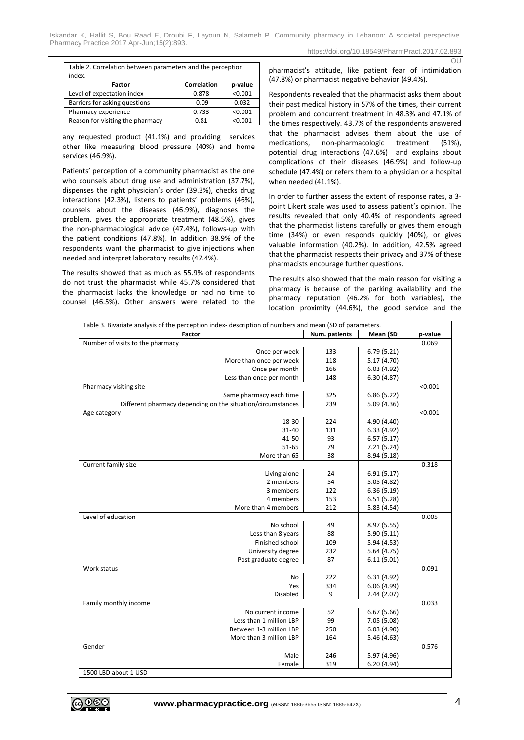Table 2. Correlation between parameters and the perception index.

| Factor | Correlation | p-value |
|---|---|---|
| Level of expectation index | 0.878 | <0.001 |
| Barriers for asking questions | -0.09 | 0.032 |
| Pharmacy experience | 0.733 | <0.001 |
| Reason for visiting the pharmacy | 0.81 | <0.001 |

any requested product (41.1%) and providing services other like measuring blood pressure (40%) and home services (46.9%).

Patients' perception of a community pharmacist as the one who counsels about drug use and administration (37.7%), dispenses the right physician's order (39.3%), checks drug interactions (42.3%), listens to patients' problems (46%), counsels about the diseases (46.9%), diagnoses the problem, gives the appropriate treatment (48.5%), gives the non-pharmacological advice (47.4%), follows-up with the patient conditions (47.8%). In addition 38.9% of the respondents want the pharmacist to give injections when needed and interpret laboratory results (47.4%).

The results showed that as much as 55.9% of respondents do not trust the pharmacist while 45.7% considered that the pharmacist lacks the knowledge or had no time to counsel (46.5%). Other answers were related to the pharmacist's attitude, like patient fear of intimidation (47.8%) or pharmacist negative behavior (49.4%).

Respondents revealed that the pharmacist asks them about their past medical history in 57% of the times, their current problem and concurrent treatment in 48.3% and 47.1% of the times respectively. 43.7% of the respondents answered that the pharmacist advises them about the use of medications, non-pharmacologic treatment (51%), potential drug interactions (47.6%) and explains about complications of their diseases (46.9%) and follow-up schedule (47.4%) or refers them to a physician or a hospital when needed (41.1%).

In order to further assess the extent of response rates, a 3-point Likert scale was used to assess patient's opinion. The results revealed that only 40.4% of respondents agreed that the pharmacist listens carefully or gives them enough time (34%) or even responds quickly (40%), or gives valuable information (40.2%). In addition, 42.5% agreed that the pharmacist respects their privacy and 37% of these pharmacists encourage further questions.

The results also showed that the main reason for visiting a pharmacy is because of the parking availability and the pharmacy reputation (46.2% for both variables), the location proximity (44.6%), the good service and the

Table 3. Bivariate analysis of the perception index- description of numbers and mean (SD of parameters.

| Factor | Num. patients | Mean (SD | p-value |
|---|---|---|---|
| Number of visits to the pharmacy | | | 0.069 |
| Once per week | 133 | 6.79 (5.21) | |
| More than once per week | 118 | 5.17 (4.70) | |
| Once per month | 166 | 6.03 (4.92) | |
| Less than once per month | 148 | 6.30 (4.87) | |
| Pharmacy visiting site | | | <0.001 |
| Same pharmacy each time | 325 | 6.86 (5.22) | |
| Different pharmacy depending on the situation/circumstances | 239 | 5.09 (4.36) | |
| Age category | | | <0.001 |
| 18-30 | 224 | 4.90 (4.40) | |
| 31-40 | 131 | 6.33 (4.92) | |
| 41-50 | 93 | 6.57 (5.17) | |
| 51-65 | 79 | 7.21 (5.24) | |
| More than 65 | 38 | 8.94 (5.18) | |
| Current family size | | | 0.318 |
| Living alone | 24 | 6.91 (5.17) | |
| 2 members | 54 | 5.05 (4.82) | |
| 3 members | 122 | 6.36 (5.19) | |
| 4 members | 153 | 6.51 (5.28) | |
| More than 4 members | 212 | 5.83 (4.54) | |
| Level of education | | | 0.005 |
| No school | 49 | 8.97 (5.55) | |
| Less than 8 years | 88 | 5.90 (5.11) | |
| Finished school | 109 | 5.94 (4.53) | |
| University degree | 232 | 5.64 (4.75) | |
| Post graduate degree | 87 | 6.11 (5.01) | |
| Work status | | | 0.091 |
| No | 222 | 6.31 (4.92) | |
| Yes | 334 | 6.06 (4.99) | |
| Disabled | 9 | 2.44 (2.07) | |
| Family monthly income | | | 0.033 |
| No current income | 52 | 6.67 (5.66) | |
| Less than 1 million LBP | 99 | 7.05 (5.08) | |
| Between 1-3 million LBP | 250 | 6.03 (4.90) | |
| More than 3 million LBP | 164 | 5.46 (4.63) | |
| Gender | | | 0.576 |
| Male | 246 | 5.97 (4.96) | |
| Female | 319 | 6.20 (4.94) | |

1500 LBD about 1 USD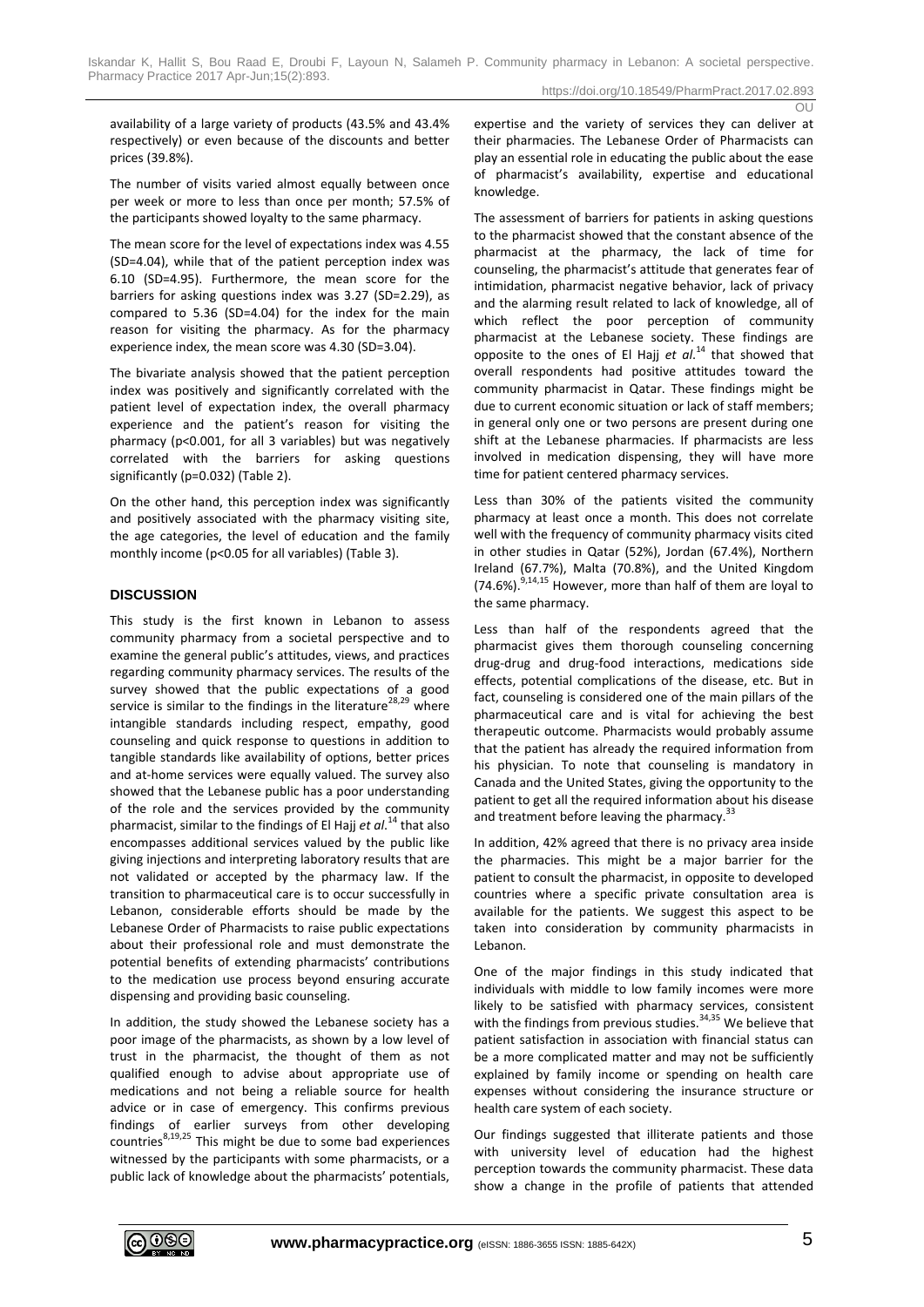availability of a large variety of products (43.5% and 43.4% respectively) or even because of the discounts and better prices (39.8%).

The number of visits varied almost equally between once per week or more to less than once per month; 57.5% of the participants showed loyalty to the same pharmacy.

The mean score for the level of expectations index was 4.55 (SD=4.04), while that of the patient perception index was 6.10 (SD=4.95). Furthermore, the mean score for the barriers for asking questions index was 3.27 (SD=2.29), as compared to 5.36 (SD=4.04) for the index for the main reason for visiting the pharmacy. As for the pharmacy experience index, the mean score was 4.30 (SD=3.04).

The bivariate analysis showed that the patient perception index was positively and significantly correlated with the patient level of expectation index, the overall pharmacy experience and the patient's reason for visiting the pharmacy ($p<0.001$, for all 3 variables) but was negatively correlated with the barriers for asking questions significantly ($p=0.032$) (Table 2).

On the other hand, this perception index was significantly and positively associated with the pharmacy visiting site, the age categories, the level of education and the family monthly income ($p<0.05$ for all variables) (Table 3).

## DISCUSSION

This study is the first known in Lebanon to assess community pharmacy from a societal perspective and to examine the general public's attitudes, views, and practices regarding community pharmacy services. The results of the survey showed that the public expectations of a good service is similar to the findings in the literature[28,29] where intangible standards including respect, empathy, good counseling and quick response to questions in addition to tangible standards like availability of options, better prices and at-home services were equally valued. The survey also showed that the Lebanese public has a poor understanding of the role and the services provided by the community pharmacist, similar to the findings of El Hajj *et al.*[14] that also encompasses additional services valued by the public like giving injections and interpreting laboratory results that are not validated or accepted by the pharmacy law. If the transition to pharmaceutical care is to occur successfully in Lebanon, considerable efforts should be made by the Lebanese Order of Pharmacists to raise public expectations about their professional role and must demonstrate the potential benefits of extending pharmacists' contributions to the medication use process beyond ensuring accurate dispensing and providing basic counseling.

In addition, the study showed the Lebanese society has a poor image of the pharmacists, as shown by a low level of trust in the pharmacist, the thought of them as not qualified enough to advise about appropriate use of medications and not being a reliable source for health advice or in case of emergency. This confirms previous findings of earlier surveys from other developing countries[8,19,25] This might be due to some bad experiences witnessed by the participants with some pharmacists, or a public lack of knowledge about the pharmacists' potentials, expertise and the variety of services they can deliver at their pharmacies. The Lebanese Order of Pharmacists can play an essential role in educating the public about the ease of pharmacist's availability, expertise and educational knowledge.

The assessment of barriers for patients in asking questions to the pharmacist showed that the constant absence of the pharmacist at the pharmacy, the lack of time for counseling, the pharmacist's attitude that generates fear of intimidation, pharmacist negative behavior, lack of privacy and the alarming result related to lack of knowledge, all of which reflect the poor perception of community pharmacist at the Lebanese society. These findings are opposite to the ones of El Hajj *et al.*[14] that showed that overall respondents had positive attitudes toward the community pharmacist in Qatar. These findings might be due to current economic situation or lack of staff members; in general only one or two persons are present during one shift at the Lebanese pharmacies. If pharmacists are less involved in medication dispensing, they will have more time for patient centered pharmacy services.

Less than 30% of the patients visited the community pharmacy at least once a month. This does not correlate well with the frequency of community pharmacy visits cited in other studies in Qatar (52%), Jordan (67.4%), Northern Ireland (67.7%), Malta (70.8%), and the United Kingdom (74.6%).[9,14,15] However, more than half of them are loyal to the same pharmacy.

Less than half of the respondents agreed that the pharmacist gives them thorough counseling concerning drug-drug and drug-food interactions, medications side effects, potential complications of the disease, etc. But in fact, counseling is considered one of the main pillars of the pharmaceutical care and is vital for achieving the best therapeutic outcome. Pharmacists would probably assume that the patient has already the required information from his physician. To note that counseling is mandatory in Canada and the United States, giving the opportunity to the patient to get all the required information about his disease and treatment before leaving the pharmacy.[33]

In addition, 42% agreed that there is no privacy area inside the pharmacies. This might be a major barrier for the patient to consult the pharmacist, in opposite to developed countries where a specific private consultation area is available for the patients. We suggest this aspect to be taken into consideration by community pharmacists in Lebanon.

One of the major findings in this study indicated that individuals with middle to low family incomes were more likely to be satisfied with pharmacy services, consistent with the findings from previous studies.[34,35] We believe that patient satisfaction in association with financial status can be a more complicated matter and may not be sufficiently explained by family income or spending on health care expenses without considering the insurance structure or health care system of each society.

Our findings suggested that illiterate patients and those with university level of education had the highest perception towards the community pharmacist. These data show a change in the profile of patients that attended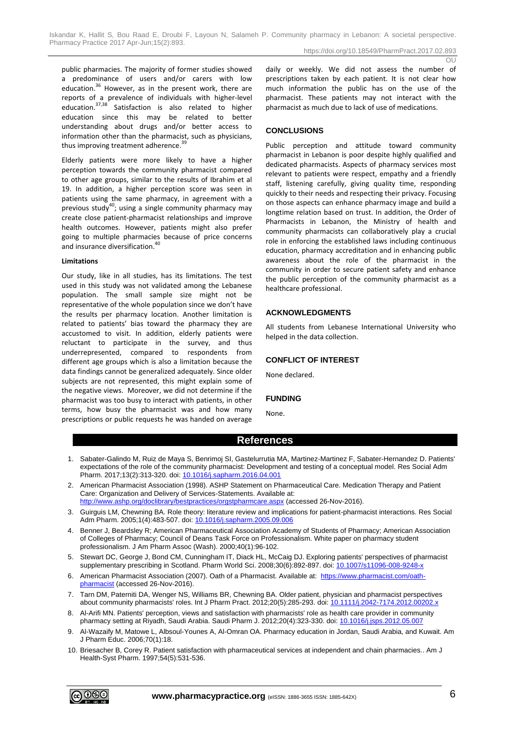public pharmacies. The majority of former studies showed a predominance of users and/or carers with low education.[36] However, as in the present work, there are reports of a prevalence of individuals with higher-level education.[37,38] Satisfaction is also related to higher education since this may be related to better understanding about drugs and/or better access to information other than the pharmacist, such as physicians, thus improving treatment adherence.[39]

Elderly patients were more likely to have a higher perception towards the community pharmacist compared to other age groups, similar to the results of Ibrahim et al 19. In addition, a higher perception score was seen in patients using the same pharmacy, in agreement with a previous study[40]; using a single community pharmacy may create close patient-pharmacist relationships and improve health outcomes. However, patients might also prefer going to multiple pharmacies because of price concerns and insurance diversification.[40]

#### Limitations

Our study, like in all studies, has its limitations. The test used in this study was not validated among the Lebanese population. The small sample size might not be representative of the whole population since we don't have the results per pharmacy location. Another limitation is related to patients' bias toward the pharmacy they are accustomed to visit. In addition, elderly patients were reluctant to participate in the survey, and thus underrepresented, compared to respondents from different age groups which is also a limitation because the data findings cannot be generalized adequately. Since older subjects are not represented, this might explain some of the negative views. Moreover, we did not determine if the pharmacist was too busy to interact with patients, in other terms, how busy the pharmacist was and how many prescriptions or public requests he was handed on average daily or weekly. We did not assess the number of prescriptions taken by each patient. It is not clear how much information the public has on the use of the pharmacist. These patients may not interact with the pharmacist as much due to lack of use of medications.

## CONCLUSIONS

Public perception and attitude toward community pharmacist in Lebanon is poor despite highly qualified and dedicated pharmacists. Aspects of pharmacy services most relevant to patients were respect, empathy and a friendly staff, listening carefully, giving quality time, responding quickly to their needs and respecting their privacy. Focusing on those aspects can enhance pharmacy image and build a longtime relation based on trust. In addition, the Order of Pharmacists in Lebanon, the Ministry of health and community pharmacists can collaboratively play a crucial role in enforcing the established laws including continuous education, pharmacy accreditation and in enhancing public awareness about the role of the pharmacist in the community in order to secure patient safety and enhance the public perception of the community pharmacist as a healthcare professional.

## ACKNOWLEDGMENTS

All students from Lebanese International University who helped in the data collection.

## CONFLICT OF INTEREST

None declared.

## FUNDING

None.

## References

1. Sabater-Galindo M, Ruiz de Maya S, Benrimoj SI, Gastelurrutia MA, Martinez-Martinez F, Sabater-Hernandez D. Patients' expectations of the role of the community pharmacist: Development and testing of a conceptual model. Res Social Adm Pharm. 2017;13(2):313-320. doi: 10.1016/j.sapharm.2016.04.001
2. American Pharmacist Association (1998). ASHP Statement on Pharmaceutical Care. Medication Therapy and Patient Care: Organization and Delivery of Services-Statements. Available at: http://www.ashp.org/doclibrary/bestpractices/orgstpharmcare.aspx (accessed 26-Nov-2016).
3. Guirguis LM, Chewning BA. Role theory: literature review and implications for patient-pharmacist interactions. Res Social Adm Pharm. 2005;1(4):483-507. doi: 10.1016/j.sapharm.2005.09.006
4. Benner J, Beardsley R; American Pharmaceutical Association Academy of Students of Pharmacy; American Association of Colleges of Pharmacy; Council of Deans Task Force on Professionalism. White paper on pharmacy student professionalism. J Am Pharm Assoc (Wash). 2000;40(1):96-102.
5. Stewart DC, George J, Bond CM, Cunningham IT, Diack HL, McCaig DJ. Exploring patients' perspectives of pharmacist supplementary prescribing in Scotland. Pharm World Sci. 2008;30(6):892-897. doi: 10.1007/s11096-008-9248-x
6. American Pharmacist Association (2007). Oath of a Pharmacist. Available at: https://www.pharmacist.com/oath-pharmacist (accessed 26-Nov-2016).
7. Tarn DM, Paterniti DA, Wenger NS, Williams BR, Chewning BA. Older patient, physician and pharmacist perspectives about community pharmacists' roles. Int J Pharm Pract. 2012;20(5):285-293. doi: 10.1111/j.2042-7174.2012.00202.x
8. Al-Arifi MN. Patients' perception, views and satisfaction with pharmacists' role as health care provider in community pharmacy setting at Riyadh, Saudi Arabia. Saudi Pharm J. 2012;20(4):323-330. doi: 10.1016/j.jsps.2012.05.007
9. Al-Wazaify M, Matowe L, Albsoul-Younes A, Al-Omran OA. Pharmacy education in Jordan, Saudi Arabia, and Kuwait. Am J Pharm Educ. 2006;70(1):18.
10. Briesacher B, Corey R. Patient satisfaction with pharmaceutical services at independent and chain pharmacies.. Am J Health-Syst Pharm. 1997;54(5):531-536.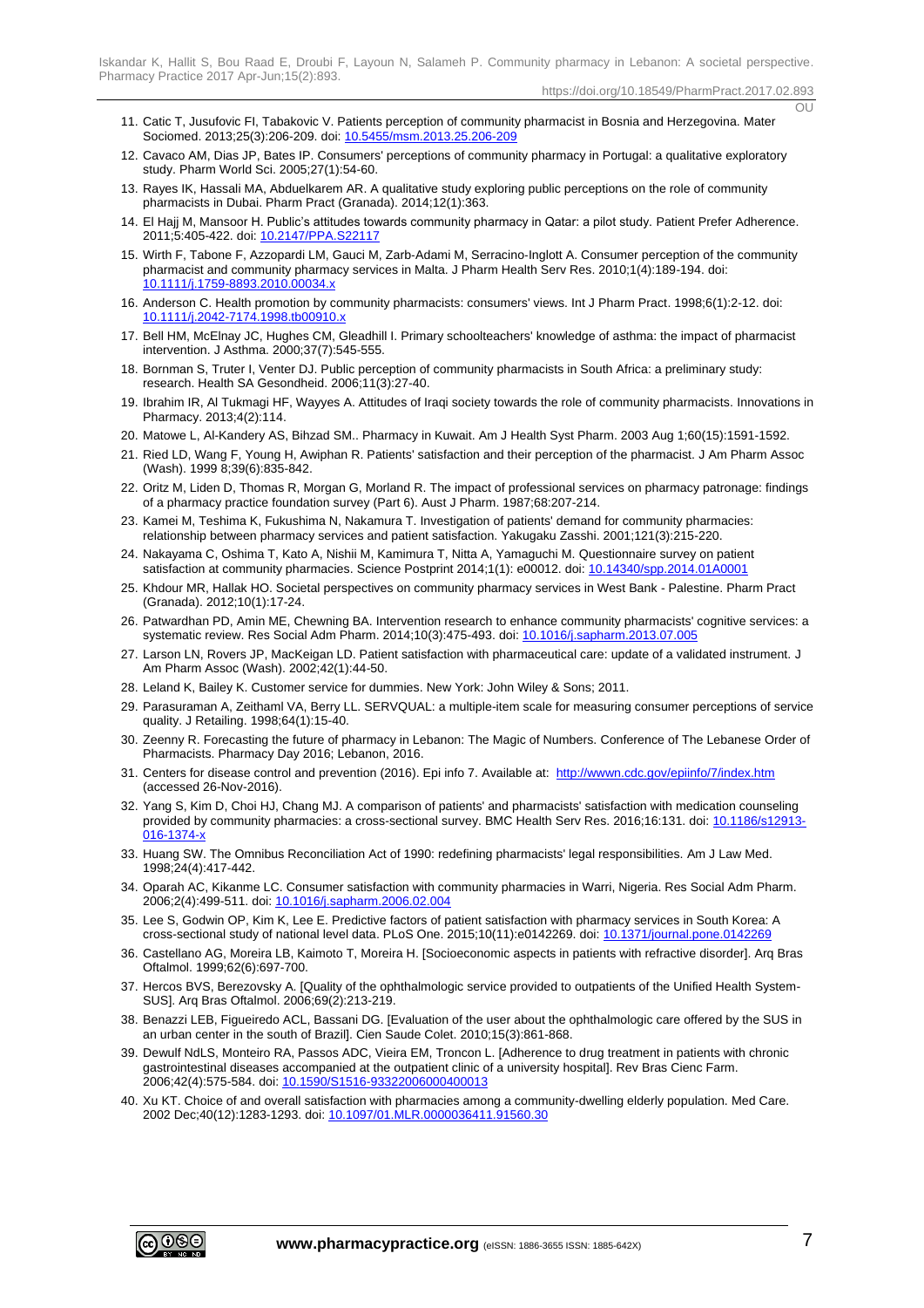11. Catic T, Jusufovic FI, Tabakovic V. Patients perception of community pharmacist in Bosnia and Herzegovina. Mater Sociomed. 2013;25(3):206-209. doi: 10.5455/msm.2013.25.206-209
12. Cavaco AM, Dias JP, Bates IP. Consumers' perceptions of community pharmacy in Portugal: a qualitative exploratory study. Pharm World Sci. 2005;27(1):54-60.
13. Rayes IK, Hassali MA, Abduelkarem AR. A qualitative study exploring public perceptions on the role of community pharmacists in Dubai. Pharm Pract (Granada). 2014;12(1):363.
14. El Hajj M, Mansoor H. Public's attitudes towards community pharmacy in Qatar: a pilot study. Patient Prefer Adherence. 2011;5:405-422. doi: 10.2147/PPA.S22117
15. Wirth F, Tabone F, Azzopardi LM, Gauci M, Zarb-Adami M, Serracino-Inglott A. Consumer perception of the community pharmacist and community pharmacy services in Malta. J Pharm Health Serv Res. 2010;1(4):189-194. doi: 10.1111/j.1759-8893.2010.00034.x
16. Anderson C. Health promotion by community pharmacists: consumers' views. Int J Pharm Pract. 1998;6(1):2-12. doi: 10.1111/j.2042-7174.1998.tb00910.x
17. Bell HM, McElnay JC, Hughes CM, Gleadhill I. Primary schoolteachers' knowledge of asthma: the impact of pharmacist intervention. J Asthma. 2000;37(7):545-555.
18. Bornman S, Truter I, Venter DJ. Public perception of community pharmacists in South Africa: a preliminary study: research. Health SA Gesondheid. 2006;11(3):27-40.
19. Ibrahim IR, Al Tukmagi HF, Wayyes A. Attitudes of Iraqi society towards the role of community pharmacists. Innovations in Pharmacy. 2013;4(2):114.
20. Matowe L, Al-Kandery AS, Bihzad SM.. Pharmacy in Kuwait. Am J Health Syst Pharm. 2003 Aug 1;60(15):1591-1592.
21. Ried LD, Wang F, Young H, Awiphan R. Patients' satisfaction and their perception of the pharmacist. J Am Pharm Assoc (Wash). 1999 8;39(6):835-842.
22. Oritz M, Liden D, Thomas R, Morgan G, Morland R. The impact of professional services on pharmacy patronage: findings of a pharmacy practice foundation survey (Part 6). Aust J Pharm. 1987;68:207-214.
23. Kamei M, Teshima K, Fukushima N, Nakamura T. Investigation of patients' demand for community pharmacies: relationship between pharmacy services and patient satisfaction. Yakugaku Zasshi. 2001;121(3):215-220.
24. Nakayama C, Oshima T, Kato A, Nishii M, Kamimura T, Nitta A, Yamaguchi M. Questionnaire survey on patient satisfaction at community pharmacies. Science Postprint 2014;1(1): e00012. doi: 10.14340/spp.2014.01A0001
25. Khdour MR, Hallak HO. Societal perspectives on community pharmacy services in West Bank - Palestine. Pharm Pract (Granada). 2012;10(1):17-24.
26. Patwardhan PD, Amin ME, Chewning BA. Intervention research to enhance community pharmacists' cognitive services: a systematic review. Res Social Adm Pharm. 2014;10(3):475-493. doi: 10.1016/j.sapharm.2013.07.005
27. Larson LN, Rovers JP, MacKeigan LD. Patient satisfaction with pharmaceutical care: update of a validated instrument. J Am Pharm Assoc (Wash). 2002;42(1):44-50.
28. Leland K, Bailey K. Customer service for dummies. New York: John Wiley & Sons; 2011.
29. Parasuraman A, Zeithaml VA, Berry LL. SERVQUAL: a multiple-item scale for measuring consumer perceptions of service quality. J Retailing. 1998;64(1):15-40.
30. Zeenny R. Forecasting the future of pharmacy in Lebanon: The Magic of Numbers. Conference of The Lebanese Order of Pharmacists. Pharmacy Day 2016; Lebanon, 2016.
31. Centers for disease control and prevention (2016). Epi info 7. Available at: http://wwwn.cdc.gov/epiinfo/7/index.htm (accessed 26-Nov-2016).
32. Yang S, Kim D, Choi HJ, Chang MJ. A comparison of patients' and pharmacists' satisfaction with medication counseling provided by community pharmacies: a cross-sectional survey. BMC Health Serv Res. 2016;16:131. doi: 10.1186/s12913-016-1374-x
33. Huang SW. The Omnibus Reconciliation Act of 1990: redefining pharmacists' legal responsibilities. Am J Law Med. 1998;24(4):417-442.
34. Oparah AC, Kikanme LC. Consumer satisfaction with community pharmacies in Warri, Nigeria. Res Social Adm Pharm. 2006;2(4):499-511. doi: 10.1016/j.sapharm.2006.02.004
35. Lee S, Godwin OP, Kim K, Lee E. Predictive factors of patient satisfaction with pharmacy services in South Korea: A cross-sectional study of national level data. PLoS One. 2015;10(11):e0142269. doi: 10.1371/journal.pone.0142269
36. Castellano AG, Moreira LB, Kaimoto T, Moreira H. [Socioeconomic aspects in patients with refractive disorder]. Arq Bras Oftalmol. 1999;62(6):697-700.
37. Hercos BVS, Berezovsky A. [Quality of the ophthalmologic service provided to outpatients of the Unified Health System-SUS]. Arq Bras Oftalmol. 2006;69(2):213-219.
38. Benazzi LEB, Figueiredo ACL, Bassani DG. [Evaluation of the user about the ophthalmologic care offered by the SUS in an urban center in the south of Brazil]. Cien Saude Colet. 2010;15(3):861-868.
39. Dewulf NdLS, Monteiro RA, Passos ADC, Vieira EM, Troncon L. [Adherence to drug treatment in patients with chronic gastrointestinal diseases accompanied at the outpatient clinic of a university hospital]. Rev Bras Cienc Farm. 2006;42(4):575-584. doi: 10.1590/S1516-93322006000400013
40. Xu KT. Choice of and overall satisfaction with pharmacies among a community-dwelling elderly population. Med Care. 2002 Dec;40(12):1283-1293. doi: 10.1097/01.MLR.0000036411.91560.30